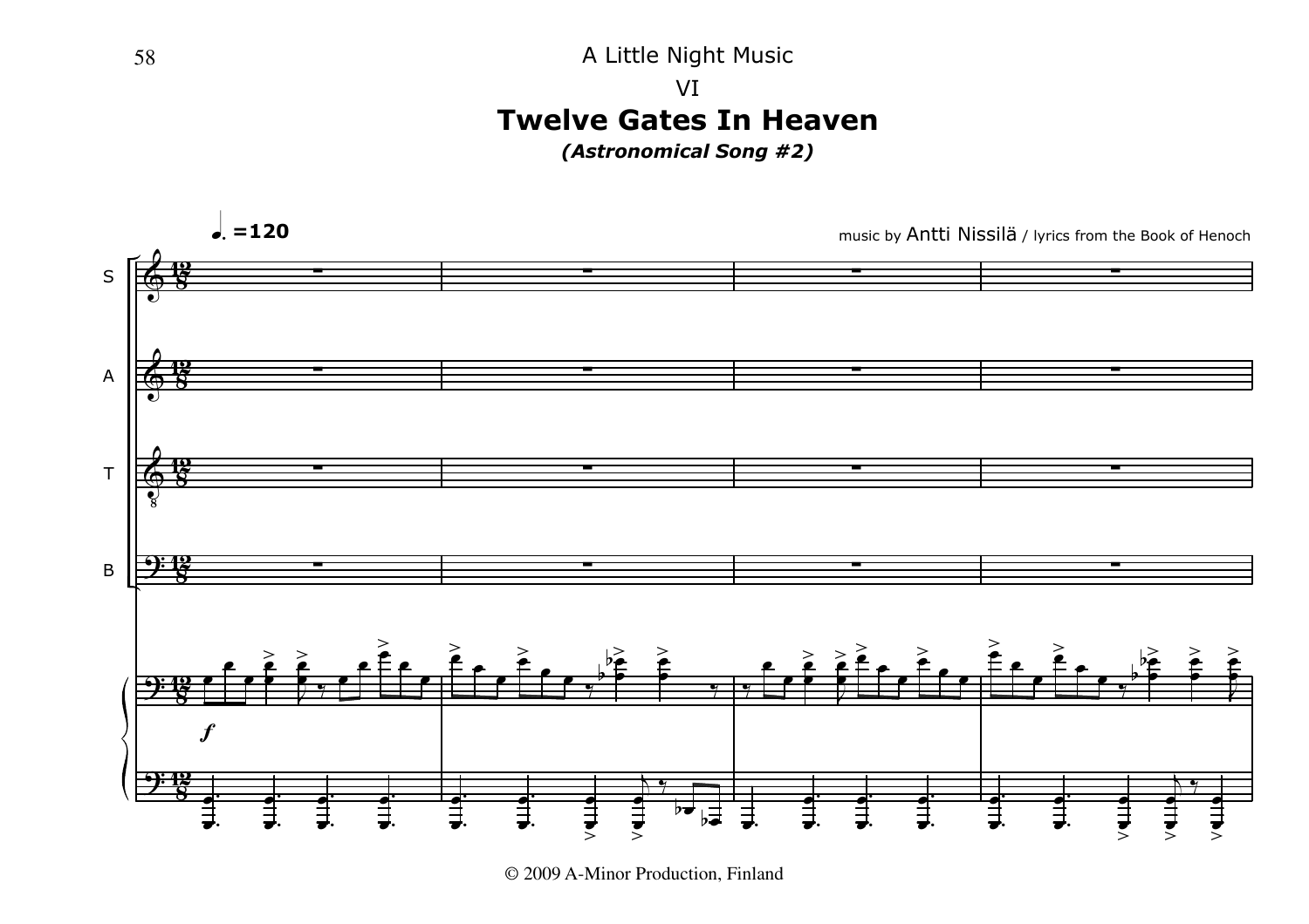A Little Night Music

VI

# Twelve Gates In Heaven

***(Astronomical Song #2)***

music by Antti Nissilä / lyrics from the Book of Henoch

© 2009 A-Minor Production, Finland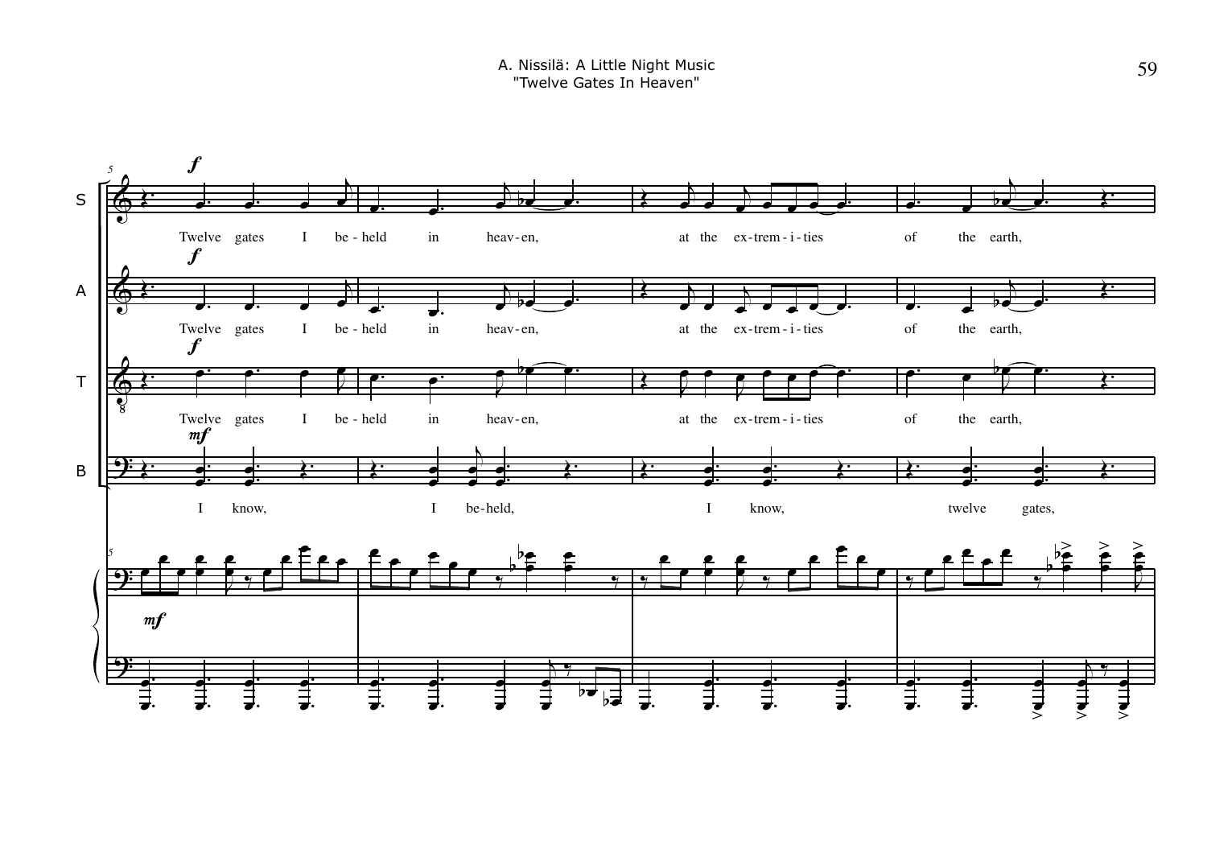S: Twelve gates I be-held in heav-en, at the ex-trem-i-ties of the earth,

A: Twelve gates I be-held in heav-en, at the ex-trem-i-ties of the earth,

T: Twelve gates I be-held in heav-en, at the ex-trem-i-ties of the earth,

B: I know, I be-held, I know, twelve gates,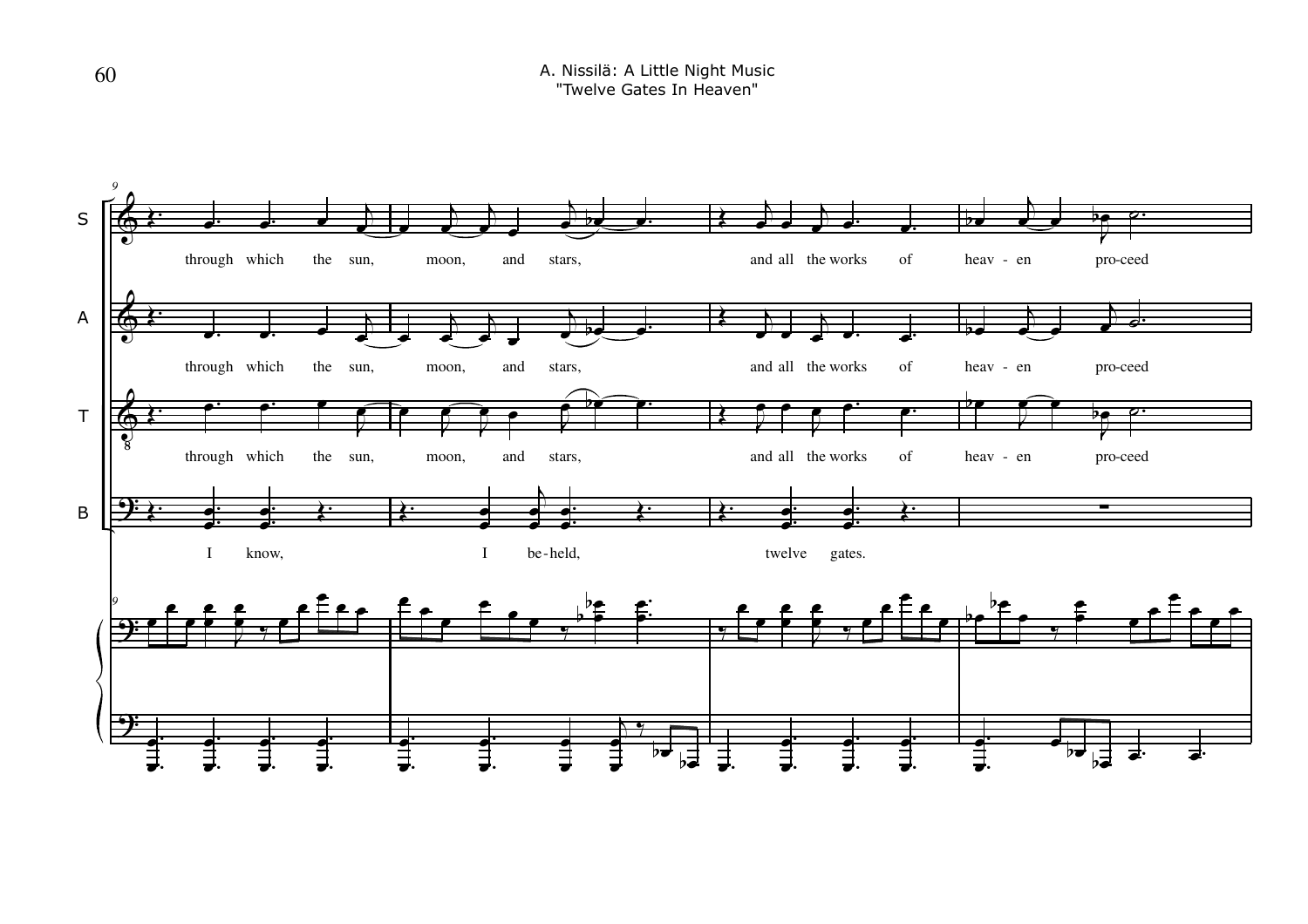S

through which the sun, moon, and stars, and all the works of heav - en pro-ceed

A

through which the sun, moon, and stars, and all the works of heav - en pro-ceed

T

through which the sun, moon, and stars, and all the works of heav - en pro-ceed

B

I know, I be-held, twelve gates.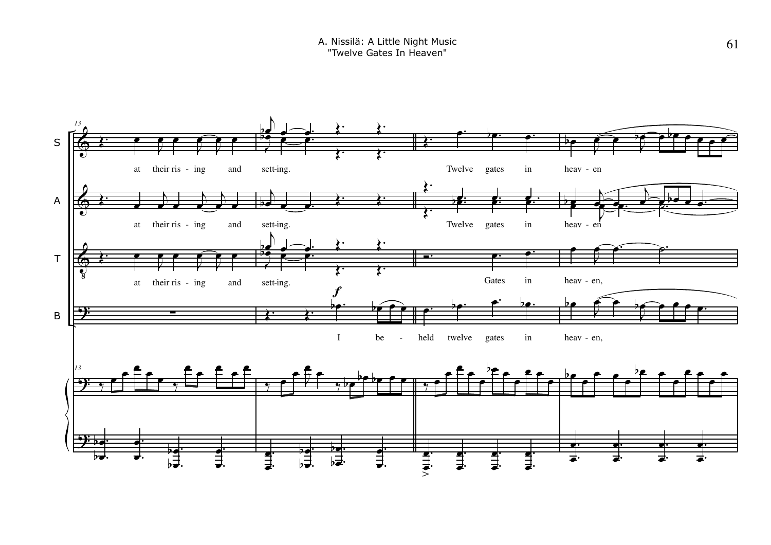S: at their ris - ing and sett-ing. Twelve gates in heav - en

A: at their ris - ing and sett-ing. Twelve gates in heav - en

T: at their ris - ing and sett-ing. Gates in heav - en,

B: I be - held twelve gates in heav - en,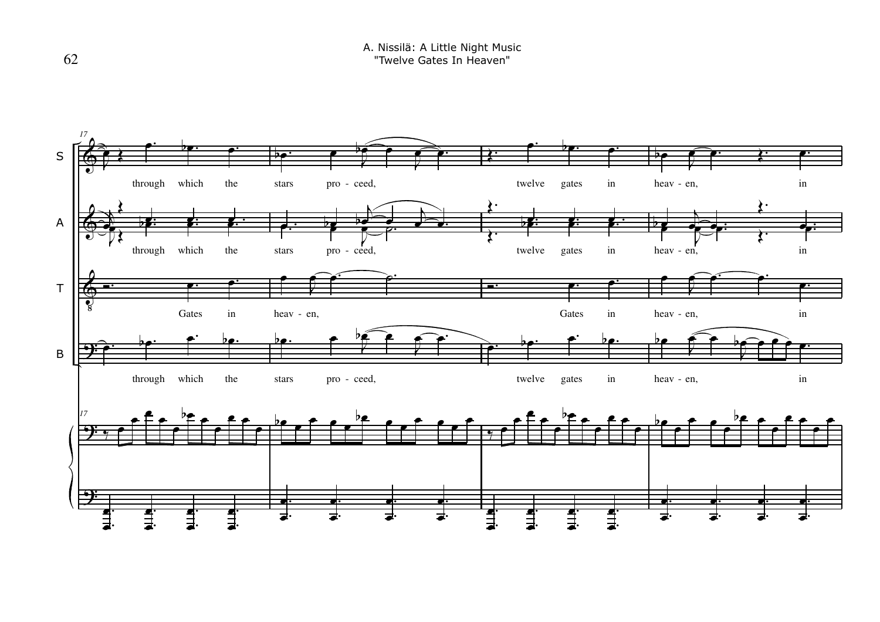A. Nissilä: A Little Night Music
"Twelve Gates In Heaven"

S: through which the stars pro - ceed, twelve gates in heav - en, in

A: through which the stars pro - ceed, twelve gates in heav - en, in

T: Gates in heav - en, Gates in heav - en, in

B: through which the stars pro - ceed, twelve gates in heav - en, in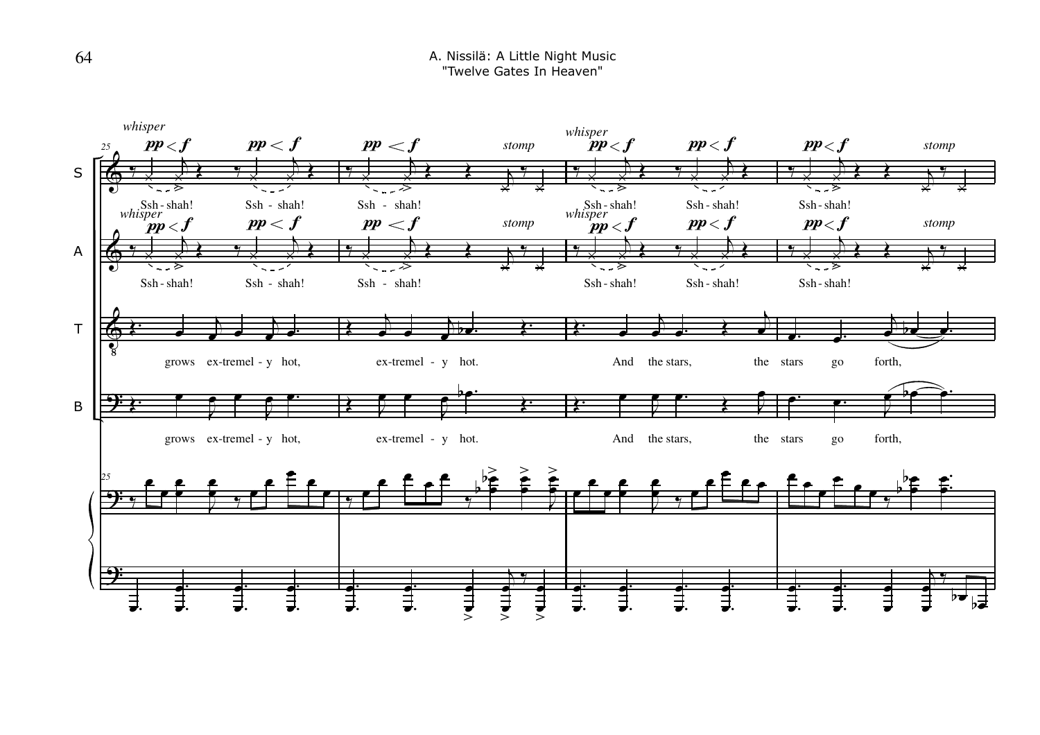*whisper* *pp* < *f* *pp* < *f* *pp* < *f* *stomp*

S: Ssh - shah! Ssh - shah! Ssh - shah! Ssh - shah! Ssh - shah! Ssh - shah!

*whisper* *pp* < *f* *pp* < *f* *pp* < *f* *stomp*

A: Ssh - shah! Ssh - shah! Ssh - shah! Ssh - shah! Ssh - shah! Ssh - shah!

T: grows ex-tremel - y hot, ex-tremel - y hot. And the stars, the stars go forth,

B: grows ex-tremel - y hot, ex-tremel - y hot. And the stars, the stars go forth,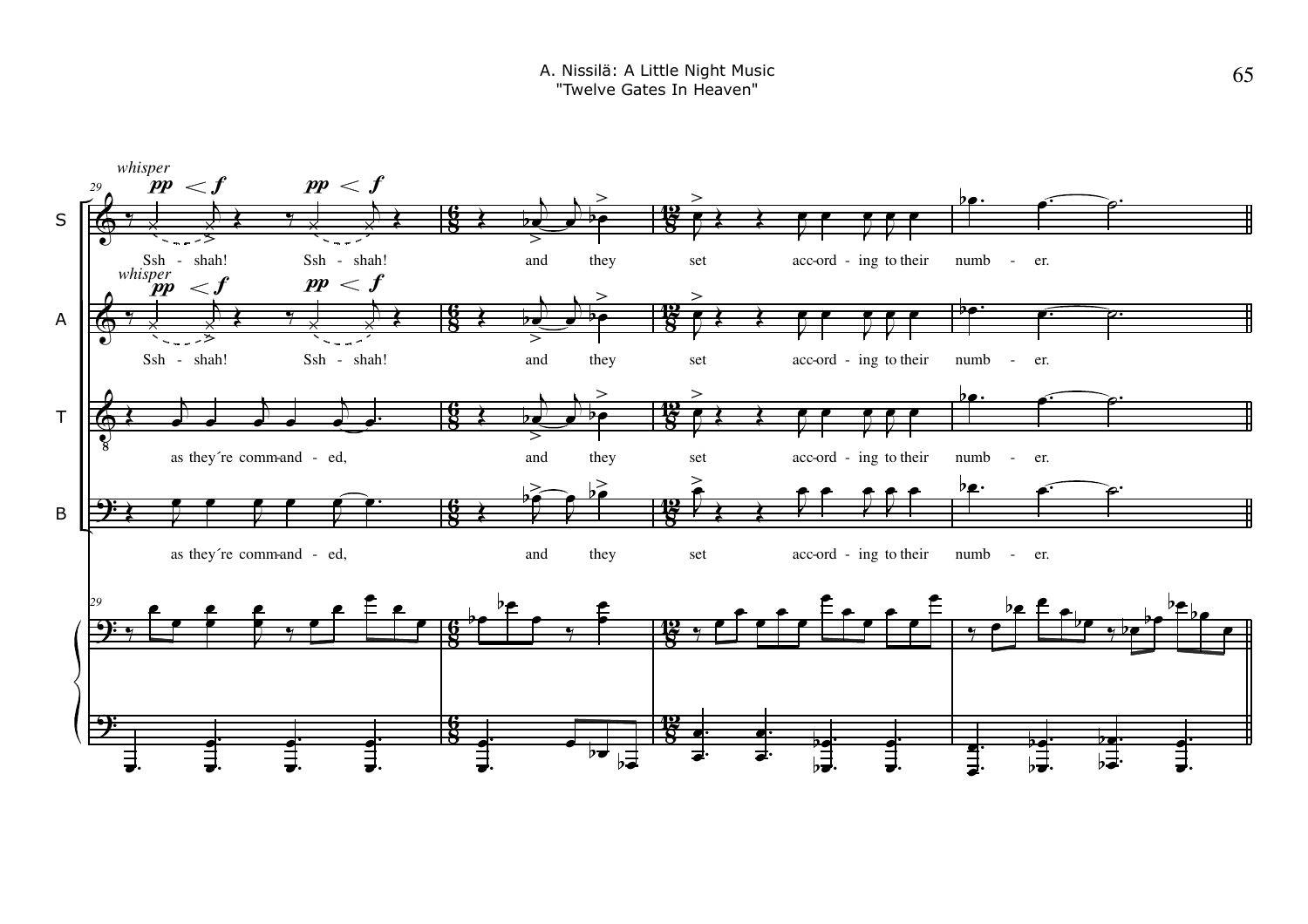S: *whisper* **pp** < **f** **pp** < **f**

Ssh - shah! Ssh - shah! and they set acc-ord - ing to their numb - er.

A: *whisper* **pp** < **f** **pp** < **f**

Ssh - shah! Ssh - shah! and they set acc-ord - ing to their numb - er.

T: as they´re comm-and - ed, and they set acc-ord - ing to their numb - er.

B: as they´re comm-and - ed, and they set acc-ord - ing to their numb - er.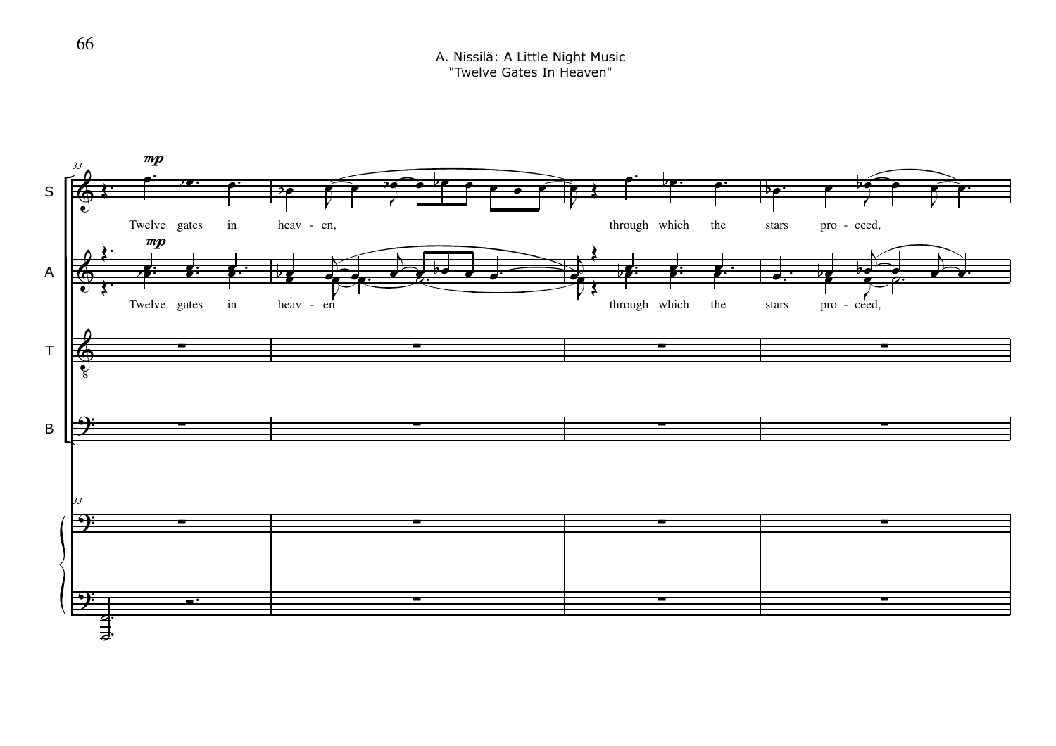A. Nissilä: A Little Night Music
"Twelve Gates In Heaven"

S: Twelve gates in heav - en, through which the stars pro - ceed,

A: Twelve gates in heav - en through which the stars pro - ceed,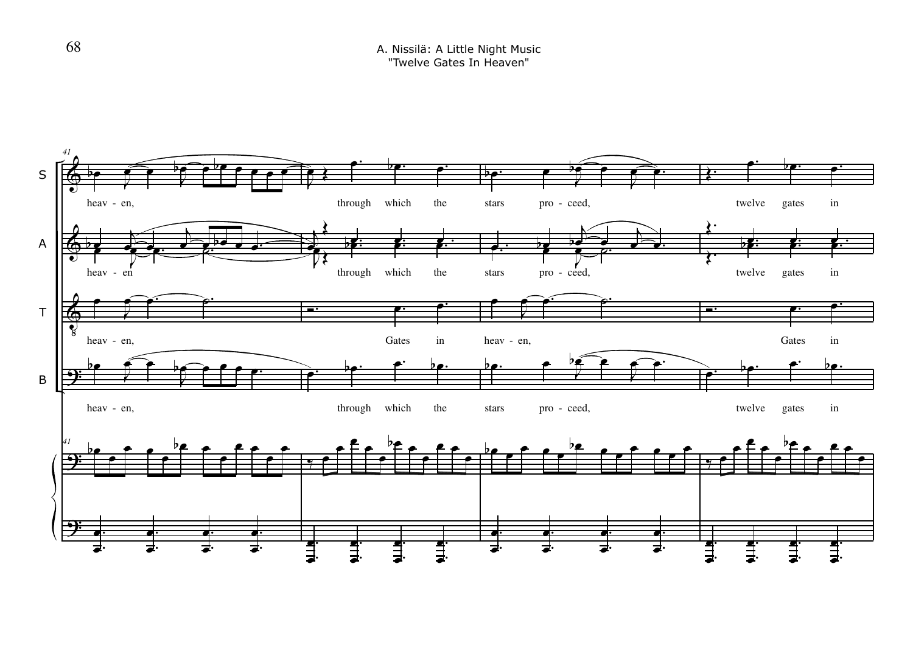A. Nissilä: A Little Night Music
"Twelve Gates In Heaven"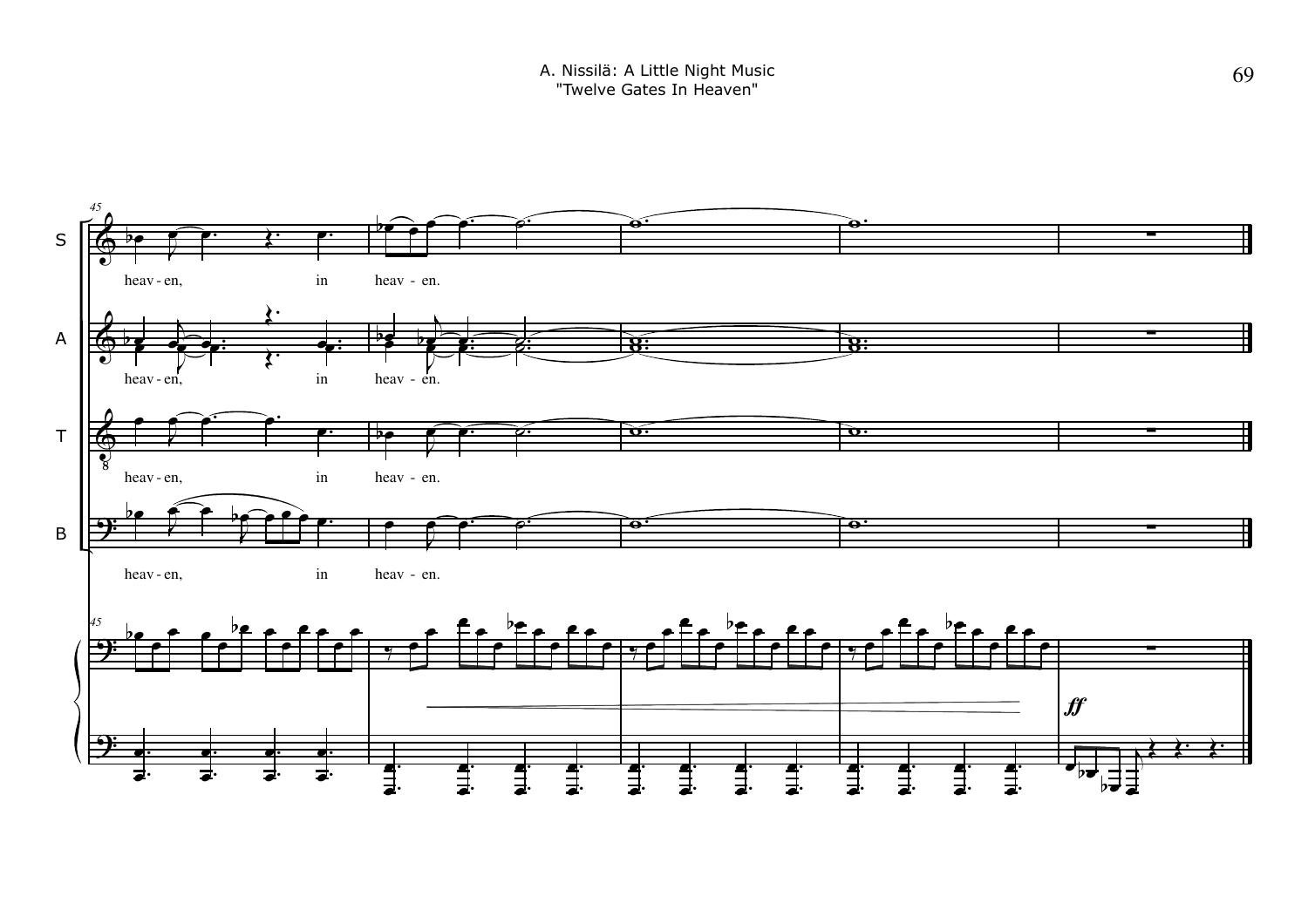45

S

heav - en, in heav - en.

A

heav - en, in heav - en.

T

heav - en, in heav - en.

B

heav - en, in heav - en.

45

*ff*